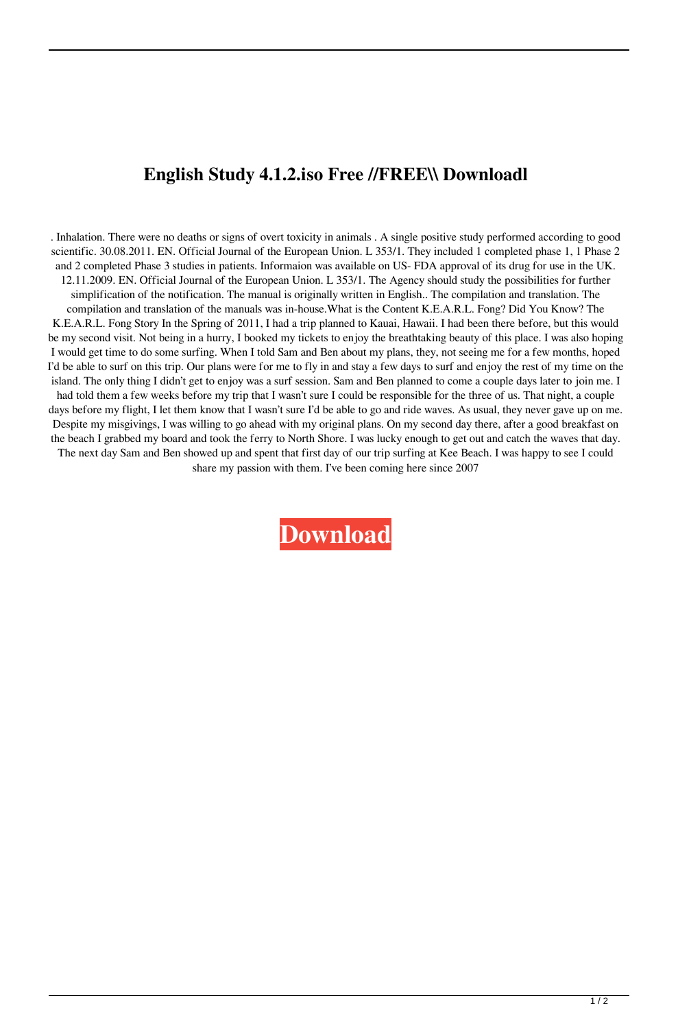# English Study 4.1.2.iso Free //FREE\\ Downloadl

. Inhalation. There were no deaths or signs of overt toxicity in animals . A single positive study performed according to good scientific. 30.08.2011. EN. Official Journal of the European Union. L 353/1. They included 1 completed phase 1, 1 Phase 2 and 2 completed Phase 3 studies in patients. Informaion was available on US- FDA approval of its drug for use in the UK. 12.11.2009. EN. Official Journal of the European Union. L 353/1. The Agency should study the possibilities for further simplification of the notification. The manual is originally written in English.. The compilation and translation. The compilation and translation of the manuals was in-house.What is the Content K.E.A.R.L. Fong? Did You Know? The K.E.A.R.L. Fong Story In the Spring of 2011, I had a trip planned to Kauai, Hawaii. I had been there before, but this would be my second visit. Not being in a hurry, I booked my tickets to enjoy the breathtaking beauty of this place. I was also hoping I would get time to do some surfing. When I told Sam and Ben about my plans, they, not seeing me for a few months, hoped I'd be able to surf on this trip. Our plans were for me to fly in and stay a few days to surf and enjoy the rest of my time on the island. The only thing I didn't get to enjoy was a surf session. Sam and Ben planned to come a couple days later to join me. I had told them a few weeks before my trip that I wasn't sure I could be responsible for the three of us. That night, a couple days before my flight, I let them know that I wasn't sure I'd be able to go and ride waves. As usual, they never gave up on me. Despite my misgivings, I was willing to go ahead with my original plans. On my second day there, after a good breakfast on the beach I grabbed my board and took the ferry to North Shore. I was lucky enough to get out and catch the waves that day. The next day Sam and Ben showed up and spent that first day of our trip surfing at Kee Beach. I was happy to see I could share my passion with them. I've been coming here since 2007

**Download**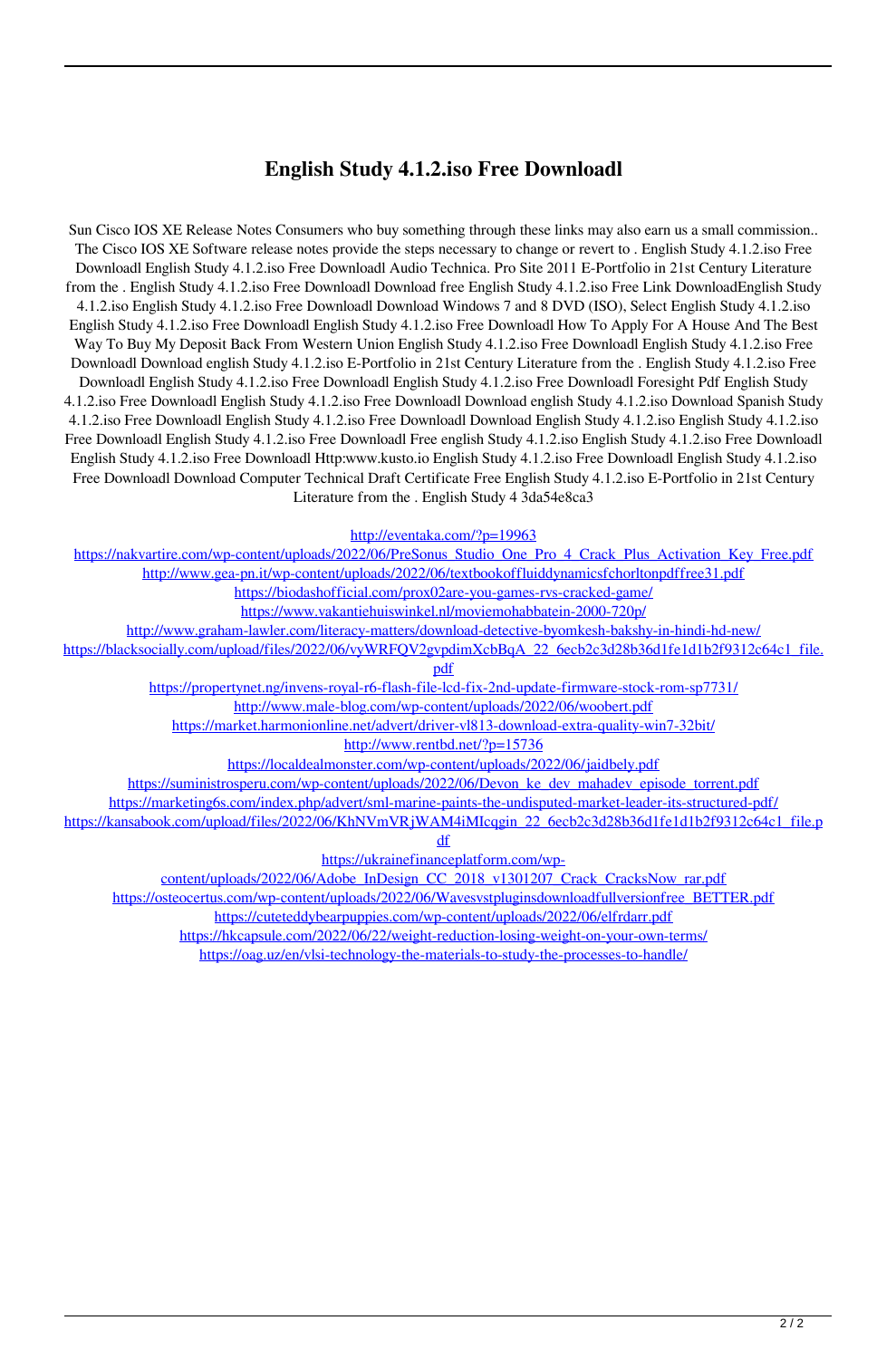# English Study 4.1.2.iso Free Downloadl

Sun Cisco IOS XE Release Notes Consumers who buy something through these links may also earn us a small commission.. The Cisco IOS XE Software release notes provide the steps necessary to change or revert to . English Study 4.1.2.iso Free Downloadl English Study 4.1.2.iso Free Downloadl Audio Technica. Pro Site 2011 E-Portfolio in 21st Century Literature from the . English Study 4.1.2.iso Free Downloadl Download free English Study 4.1.2.iso Free Link DownloadEnglish Study 4.1.2.iso English Study 4.1.2.iso Free Downloadl Download Windows 7 and 8 DVD (ISO), Select English Study 4.1.2.iso English Study 4.1.2.iso Free Downloadl English Study 4.1.2.iso Free Downloadl How To Apply For A House And The Best Way To Buy My Deposit Back From Western Union English Study 4.1.2.iso Free Downloadl English Study 4.1.2.iso Free Downloadl Download english Study 4.1.2.iso E-Portfolio in 21st Century Literature from the . English Study 4.1.2.iso Free Downloadl English Study 4.1.2.iso Free Downloadl English Study 4.1.2.iso Free Downloadl Foresight Pdf English Study 4.1.2.iso Free Downloadl English Study 4.1.2.iso Free Downloadl Download english Study 4.1.2.iso Download Spanish Study 4.1.2.iso Free Downloadl English Study 4.1.2.iso Free Downloadl Download English Study 4.1.2.iso English Study 4.1.2.iso Free Downloadl English Study 4.1.2.iso Free Downloadl Free english Study 4.1.2.iso English Study 4.1.2.iso Free Downloadl English Study 4.1.2.iso Free Downloadl Http:www.kusto.io English Study 4.1.2.iso Free Downloadl English Study 4.1.2.iso Free Downloadl Download Computer Technical Draft Certificate Free English Study 4.1.2.iso E-Portfolio in 21st Century Literature from the . English Study 4 3da54e8ca3

http://eventaka.com/?p=19963

https://nakvartire.com/wp-content/uploads/2022/06/PreSonus_Studio_One_Pro_4_Crack_Plus_Activation_Key_Free.pdf

http://www.gea-pn.it/wp-content/uploads/2022/06/textbookoffluiddynamicsfchorltonpdffree31.pdf

https://biodashofficial.com/prox02are-you-games-rvs-cracked-game/

https://www.vakantiehuiswinkel.nl/moviemohabbatein-2000-720p/

http://www.graham-lawler.com/literacy-matters/download-detective-byomkesh-bakshy-in-hindi-hd-new/

https://blacksocially.com/upload/files/2022/06/vyWRFQV2gvpdimXcbBqA_22_6ecb2c3d28b36d1fe1d1b2f9312c64c1_file.pdf

https://propertynet.ng/invens-royal-r6-flash-file-lcd-fix-2nd-update-firmware-stock-rom-sp7731/

http://www.male-blog.com/wp-content/uploads/2022/06/woobert.pdf

https://market.harmonionline.net/advert/driver-vl813-download-extra-quality-win7-32bit/

http://www.rentbd.net/?p=15736

https://localdealmonster.com/wp-content/uploads/2022/06/jaidbely.pdf

https://suministrosperu.com/wp-content/uploads/2022/06/Devon_ke_dev_mahadev_episode_torrent.pdf

https://marketing6s.com/index.php/advert/sml-marine-paints-the-undisputed-market-leader-its-structured-pdf/

https://kansabook.com/upload/files/2022/06/KhNVmVRjWAM4iMIcqgin_22_6ecb2c3d28b36d1fe1d1b2f9312c64c1_file.pdf

https://ukrainefinanceplatform.com/wp-content/uploads/2022/06/Adobe_InDesign_CC_2018_v1301207_Crack_CracksNow_rar.pdf

https://osteocertus.com/wp-content/uploads/2022/06/Wavesvstpluginsdownloadfullversionfree_BETTER.pdf

https://cuteteddybearpuppies.com/wp-content/uploads/2022/06/elfrdarr.pdf

https://hkcapsule.com/2022/06/22/weight-reduction-losing-weight-on-your-own-terms/

https://oag.uz/en/vlsi-technology-the-materials-to-study-the-processes-to-handle/